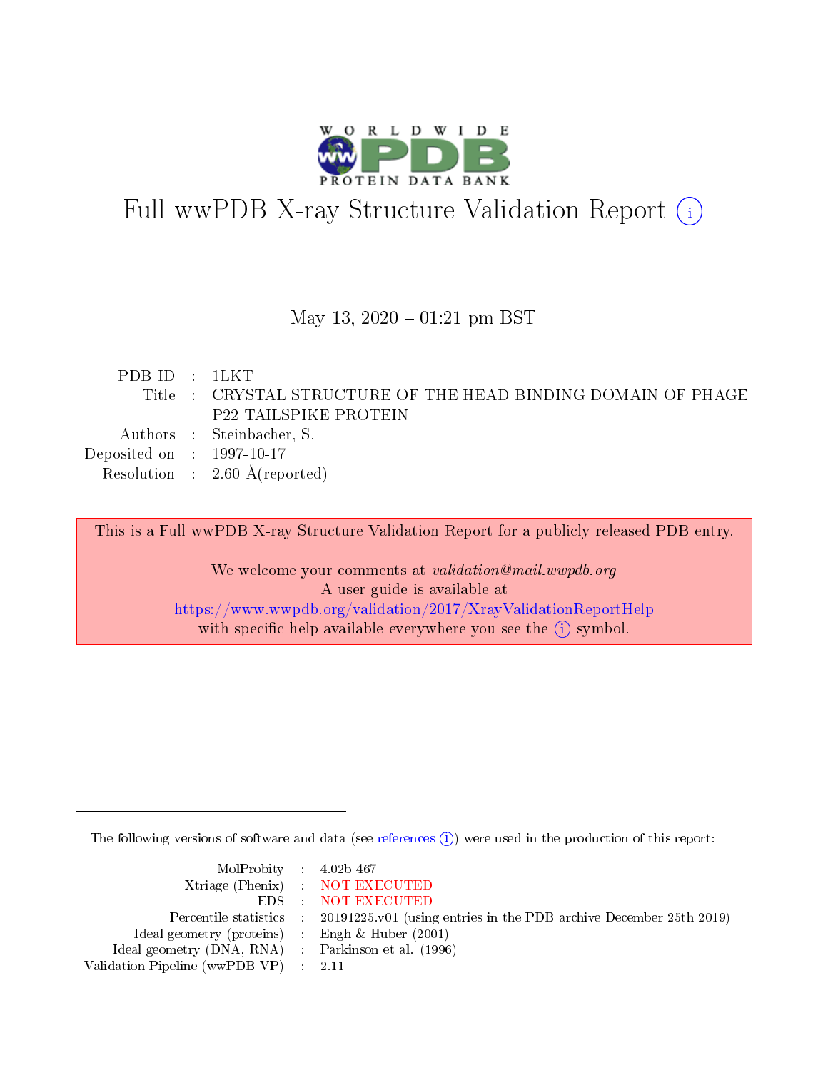# Full wwPDB X-ray Structure Validation Report (i)

May 13, 2020 – 01:21 pm BST

| | | |
|---|---|---|
| PDB ID | : | 1LKT |
| Title | : | CRYSTAL STRUCTURE OF THE HEAD-BINDING DOMAIN OF PHAGE P22 TAILSPIKE PROTEIN |
| Authors | : | Steinbacher, S. |
| Deposited on | : | 1997-10-17 |
| Resolution | : | 2.60 Å(reported) |

This is a Full wwPDB X-ray Structure Validation Report for a publicly released PDB entry.

We welcome your comments at *validation@mail.wwpdb.org*
A user guide is available at
https://www.wwpdb.org/validation/2017/XrayValidationReportHelp
with specific help available everywhere you see the (i) symbol.

The following versions of software and data (see references (i)) were used in the production of this report:

| | | |
|---|---|---|
| MolProbity | : | 4.02b-467 |
| Xtriage (Phenix) | : | NOT EXECUTED |
| EDS | : | NOT EXECUTED |
| Percentile statistics | : | 20191225.v01 (using entries in the PDB archive December 25th 2019) |
| Ideal geometry (proteins) | : | Engh & Huber (2001) |
| Ideal geometry (DNA, RNA) | : | Parkinson et al. (1996) |
| Validation Pipeline (wwPDB-VP) | : | 2.11 |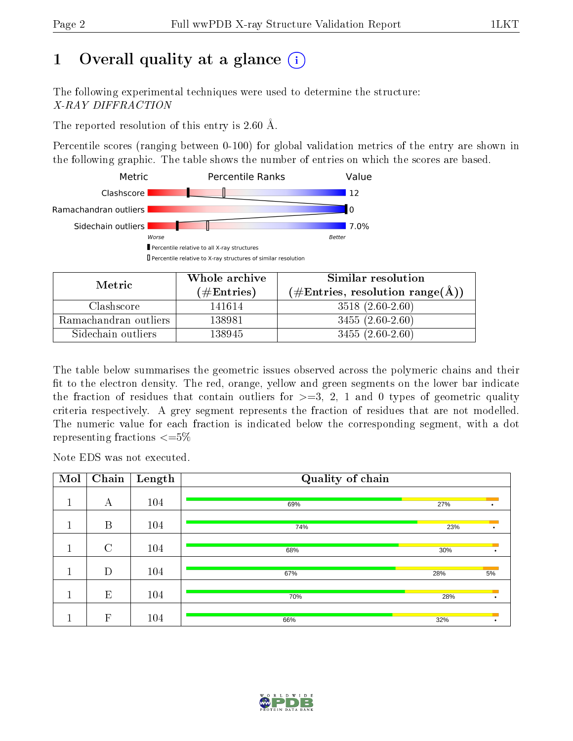# 1 Overall quality at a glance (i)

The following experimental techniques were used to determine the structure:
*X-RAY DIFFRACTION*

The reported resolution of this entry is 2.60 Å.

Percentile scores (ranging between 0-100) for global validation metrics of the entry are shown in the following graphic. The table shows the number of entries on which the scores are based.

Metric
Percentile Ranks
Value
Clashscore 12
Ramachandran outliers 0
Sidechain outliers 7.0%
Worse
Better
Percentile relative to all X-ray structures
Percentile relative to X-ray structures of similar resolution

| Metric | Whole archive (#Entries) | Similar resolution (#Entries, resolution range(Å)) |
|---|---|---|
| Clashscore | 141614 | 3518 (2.60-2.60) |
| Ramachandran outliers | 138981 | 3455 (2.60-2.60) |
| Sidechain outliers | 138945 | 3455 (2.60-2.60) |

The table below summarises the geometric issues observed across the polymeric chains and their fit to the electron density. The red, orange, yellow and green segments on the lower bar indicate the fraction of residues that contain outliers for >=3, 2, 1 and 0 types of geometric quality criteria respectively. A grey segment represents the fraction of residues that are not modelled. The numeric value for each fraction is indicated below the corresponding segment, with a dot representing fractions <=5%

Note EDS was not executed.

| Mol | Chain | Length | Quality of chain |
|---|---|---|---|
| 1 | A | 104 | 69% 27% • |
| 1 | B | 104 | 74% 23% • |
| 1 | C | 104 | 68% 30% • |
| 1 | D | 104 | 67% 28% 5% |
| 1 | E | 104 | 70% 28% • |
| 1 | F | 104 | 66% 32% • |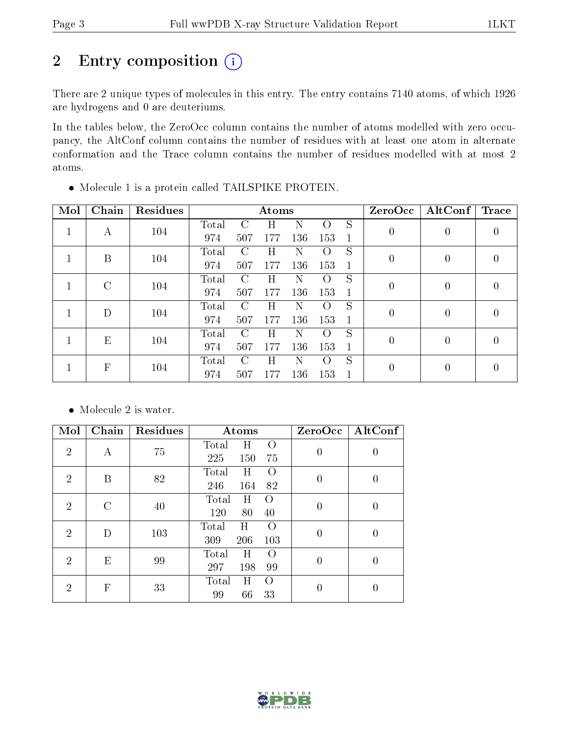# 2 Entry composition (i)

There are 2 unique types of molecules in this entry. The entry contains 7140 atoms, of which 1926 are hydrogens and 0 are deuteriums.

In the tables below, the ZeroOcc column contains the number of atoms modelled with zero occupancy, the AltConf column contains the number of residues with at least one atom in alternate conformation and the Trace column contains the number of residues modelled with at most 2 atoms.

- Molecule 1 is a protein called TAILSPIKE PROTEIN.

| Mol | Chain | Residues | Atoms | | | | | | ZeroOcc | AltConf | Trace |
|---|---|---|---|---|---|---|---|---|---|---|---|
| 1 | A | 104 | Total<br>974 | C<br>507 | H<br>177 | N<br>136 | O<br>153 | S<br>1 | 0 | 0 | 0 |
| 1 | B | 104 | Total<br>974 | C<br>507 | H<br>177 | N<br>136 | O<br>153 | S<br>1 | 0 | 0 | 0 |
| 1 | C | 104 | Total<br>974 | C<br>507 | H<br>177 | N<br>136 | O<br>153 | S<br>1 | 0 | 0 | 0 |
| 1 | D | 104 | Total<br>974 | C<br>507 | H<br>177 | N<br>136 | O<br>153 | S<br>1 | 0 | 0 | 0 |
| 1 | E | 104 | Total<br>974 | C<br>507 | H<br>177 | N<br>136 | O<br>153 | S<br>1 | 0 | 0 | 0 |
| 1 | F | 104 | Total<br>974 | C<br>507 | H<br>177 | N<br>136 | O<br>153 | S<br>1 | 0 | 0 | 0 |

- Molecule 2 is water.

| Mol | Chain | Residues | Atoms | | | ZeroOcc | AltConf |
|---|---|---|---|---|---|---|---|
| 2 | A | 75 | Total<br>225 | H<br>150 | O<br>75 | 0 | 0 |
| 2 | B | 82 | Total<br>246 | H<br>164 | O<br>82 | 0 | 0 |
| 2 | C | 40 | Total<br>120 | H<br>80 | O<br>40 | 0 | 0 |
| 2 | D | 103 | Total<br>309 | H<br>206 | O<br>103 | 0 | 0 |
| 2 | E | 99 | Total<br>297 | H<br>198 | O<br>99 | 0 | 0 |
| 2 | F | 33 | Total<br>99 | H<br>66 | O<br>33 | 0 | 0 |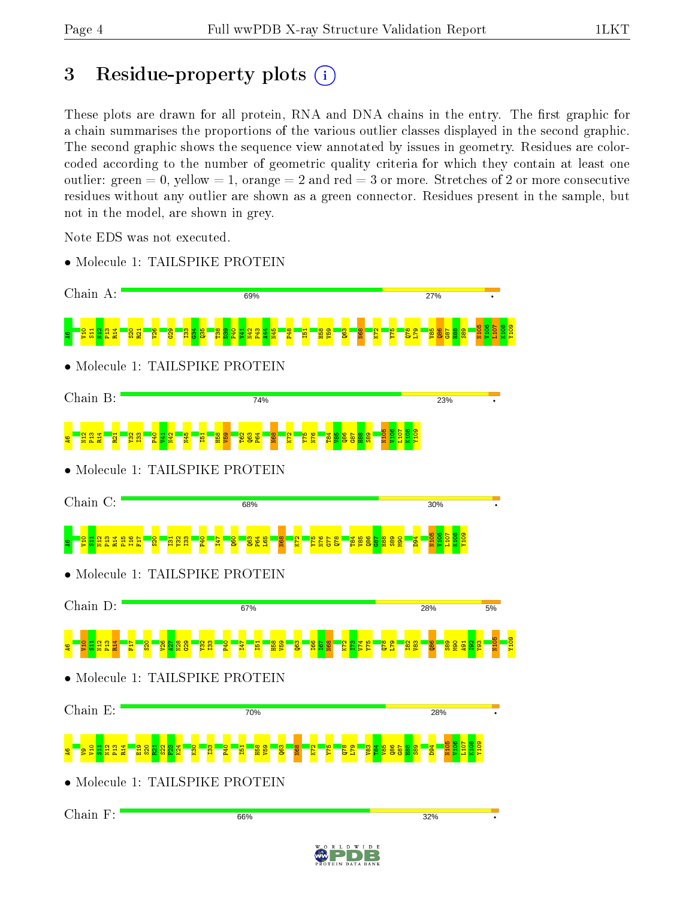# 3 Residue-property plots

These plots are drawn for all protein, RNA and DNA chains in the entry. The first graphic for a chain summarises the proportions of the various outlier classes displayed in the second graphic. The second graphic shows the sequence view annotated by issues in geometry. Residues are color-coded according to the number of geometric quality criteria for which they contain at least one outlier: green = 0, yellow = 1, orange = 2 and red = 3 or more. Stretches of 2 or more consecutive residues without any outlier are shown as a green connector. Residues present in the sample, but not in the model, are shown in grey.

Note EDS was not executed.

- Molecule 1: TAILSPIKE PROTEIN

Chain A:

69%

27%

A6 V10 S11 N12 P13 R14 S20 R21 V26 G29 I33 G34 Q35 T38 D39 P40 V41 N42 P43 A44 N45 P48 I51 H58 V59 Q63 N68 K72 Y75 Q78 L79 V85 Q86 G87 H88 S89 N105 V106 L107 K108 Y109

- Molecule 1: TAILSPIKE PROTEIN

Chain B:

74%

23%

A6 N12 P13 R14 R21 Y32 I33 P40 V41 N42 N45 I51 H58 V59 T62 Q63 P64 N68 K72 Y75 N76 T84 V85 Q86 G87 H88 S89 N105 V106 L107 K108 Y109

- Molecule 1: TAILSPIKE PROTEIN

Chain C:

68%

30%

A6 V10 S11 N12 P13 R14 P15 I16 F17 S20 I31 Y32 I33 P40 I47 Q60 Q63 P64 L65 N68 K72 Y75 N76 G77 Q78 T84 V85 Q86 G87 H88 S89 M90 D94 N105 V106 L107 K108 Y109

- Molecule 1: TAILSPIKE PROTEIN

Chain D:

67%

28%

5%

A6 V10 S11 N12 P13 R14 F17 S20 V26 A27 N28 G29 Y32 I33 P40 I47 I51 H58 V59 Q63 I66 I67 N68 K72 T73 Y75 Q78 L79 I82 V83 Q86 S89 M90 A91 I92 Y93 N105 Y109

- Molecule 1: TAILSPIKE PROTEIN

Chain E:

70%

28%

A6 V9 V10 S11 N12 P13 R14 E19 S20 R21 S22 F23 K24 K30 I33 P40 I51 H58 V59 Q63 N68 K72 Y75 Q78 L79 V83 T84 V85 Q86 G87 H88 S89 D94 N105 V106 L107 K108 Y109

- Molecule 1: TAILSPIKE PROTEIN

Chain F:

66%

32%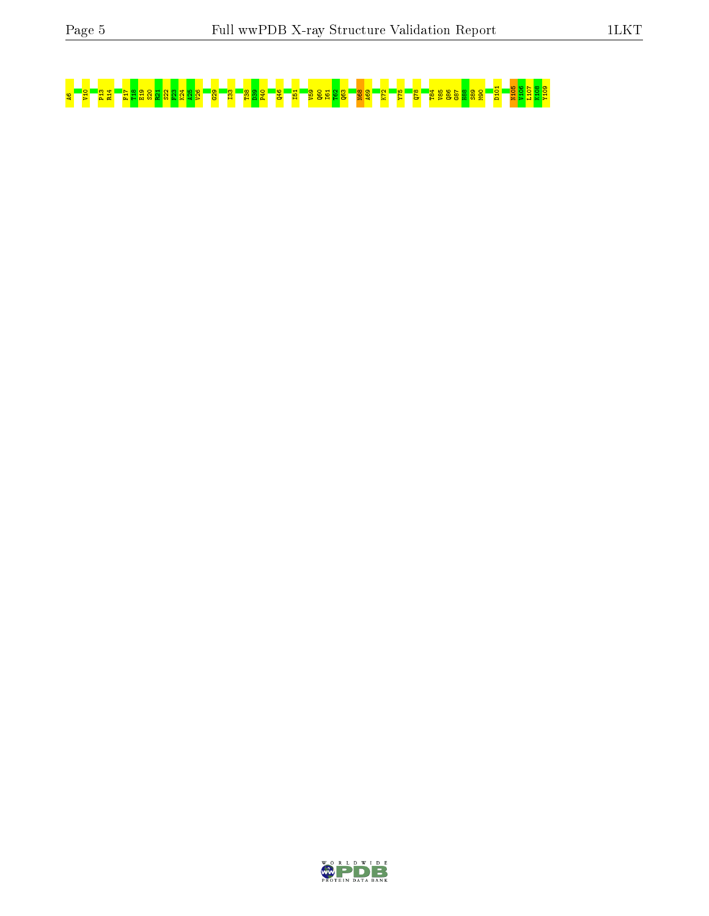A6 V10 P13 R14 F17 T18 E19 S20 N21 S22 F23 K24 A25 V26 G29 I33 T38 D39 F40 Q46 I51 V59 Q60 I61 T62 Q63 N68 A69 K72 Y75 Q78 T84 V85 Q86 G87 H88 S89 M90 D101 N105 V106 L107 K108 Y109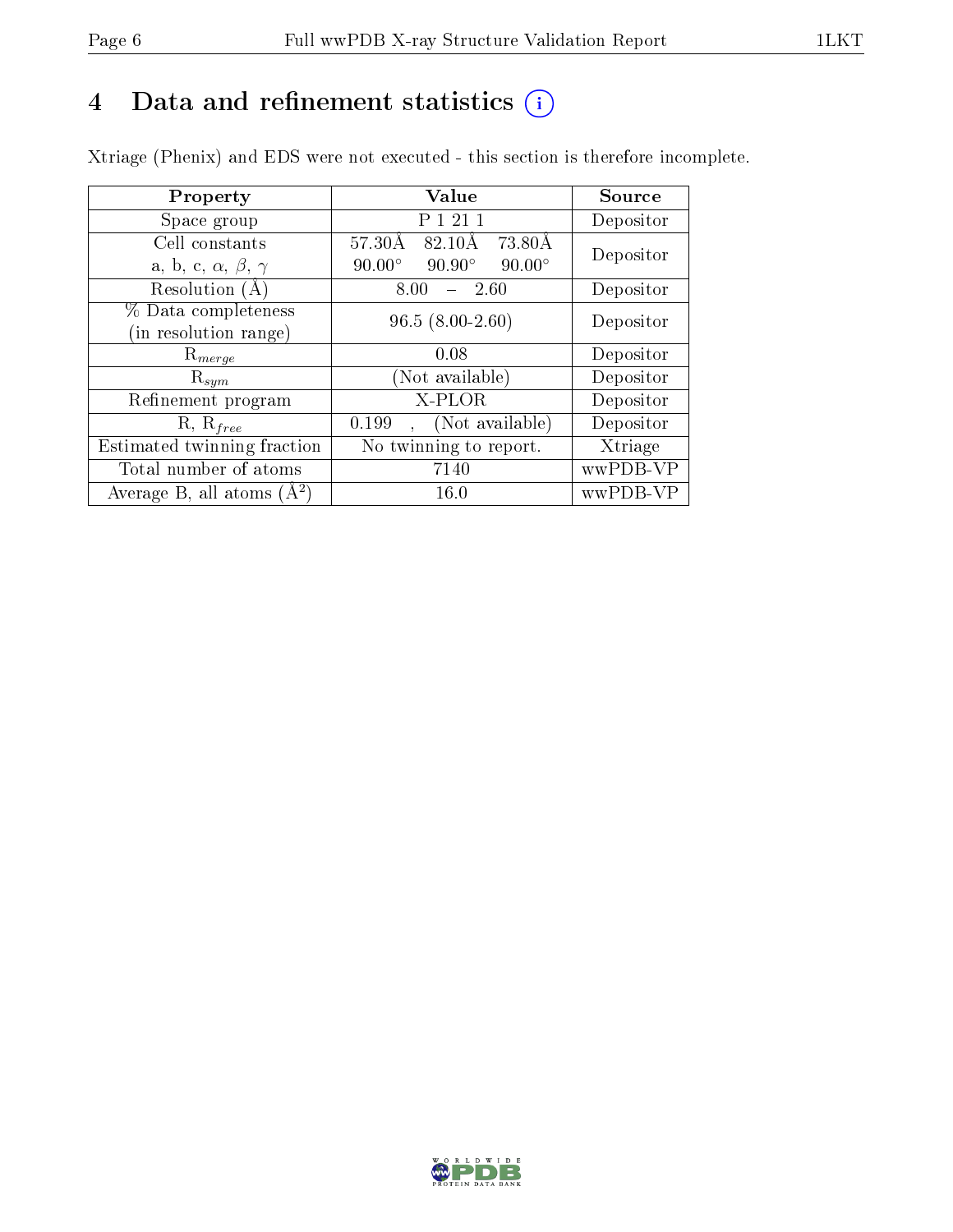# 4 Data and refinement statistics (i)

Xtriage (Phenix) and EDS were not executed - this section is therefore incomplete.

| Property | Value | Source |
|---|---|---|
| Space group | P 1 21 1 | Depositor |
| Cell constants<br>a, b, c, $\alpha$, $\beta$, $\gamma$ | 57.30Å 82.10Å 73.80Å<br>90.00° 90.90° 90.00° | Depositor |
| Resolution (Å) | 8.00 – 2.60 | Depositor |
| % Data completeness<br>(in resolution range) | 96.5 (8.00-2.60) | Depositor |
| $R_{merge}$ | 0.08 | Depositor |
| $R_{sym}$ | (Not available) | Depositor |
| Refinement program | X-PLOR | Depositor |
| R, $R_{free}$ | 0.199 , (Not available) | Depositor |
| Estimated twinning fraction | No twinning to report. | Xtriage |
| Total number of atoms | 7140 | wwPDB-VP |
| Average B, all atoms (Å$^2$) | 16.0 | wwPDB-VP |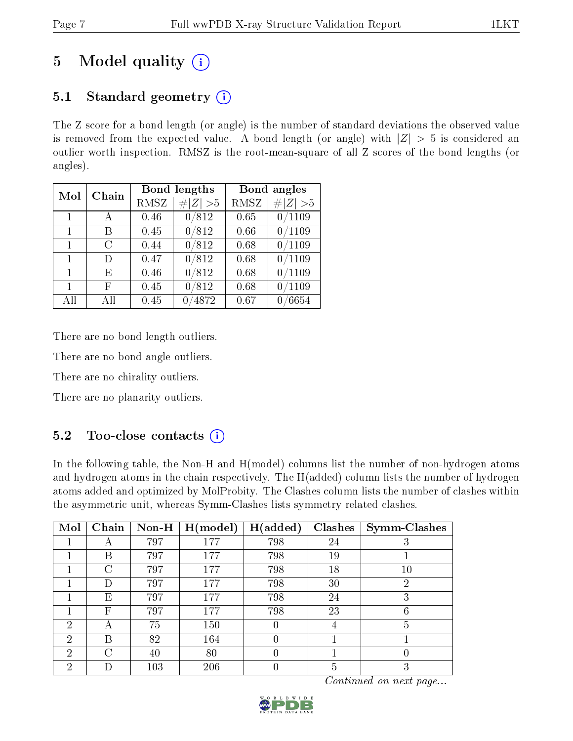# 5 Model quality (i)

## 5.1 Standard geometry (i)

The Z score for a bond length (or angle) is the number of standard deviations the observed value is removed from the expected value. A bond length (or angle) with $|Z| > 5$ is considered an outlier worth inspection. RMSZ is the root-mean-square of all Z scores of the bond lengths (or angles).

| Mol | Chain | Bond lengths | | Bond angles | |
|---|---|---|---|---|---|
| | | RMSZ | #\|Z\| >5 | RMSZ | #\|Z\| >5 |
| 1 | A | 0.46 | 0/812 | 0.65 | 0/1109 |
| 1 | B | 0.45 | 0/812 | 0.66 | 0/1109 |
| 1 | C | 0.44 | 0/812 | 0.68 | 0/1109 |
| 1 | D | 0.47 | 0/812 | 0.68 | 0/1109 |
| 1 | E | 0.46 | 0/812 | 0.68 | 0/1109 |
| 1 | F | 0.45 | 0/812 | 0.68 | 0/1109 |
| All | All | 0.45 | 0/4872 | 0.67 | 0/6654 |

There are no bond length outliers.

There are no bond angle outliers.

There are no chirality outliers.

There are no planarity outliers.

## 5.2 Too-close contacts (i)

In the following table, the Non-H and H(model) columns list the number of non-hydrogen atoms and hydrogen atoms in the chain respectively. The H(added) column lists the number of hydrogen atoms added and optimized by MolProbity. The Clashes column lists the number of clashes within the asymmetric unit, whereas Symm-Clashes lists symmetry related clashes.

| Mol | Chain | Non-H | H(model) | H(added) | Clashes | Symm-Clashes |
|---|---|---|---|---|---|---|
| 1 | A | 797 | 177 | 798 | 24 | 3 |
| 1 | B | 797 | 177 | 798 | 19 | 1 |
| 1 | C | 797 | 177 | 798 | 18 | 10 |
| 1 | D | 797 | 177 | 798 | 30 | 2 |
| 1 | E | 797 | 177 | 798 | 24 | 3 |
| 1 | F | 797 | 177 | 798 | 23 | 6 |
| 2 | A | 75 | 150 | 0 | 4 | 5 |
| 2 | B | 82 | 164 | 0 | 1 | 1 |
| 2 | C | 40 | 80 | 0 | 1 | 0 |
| 2 | D | 103 | 206 | 0 | 5 | 3 |

*Continued on next page...*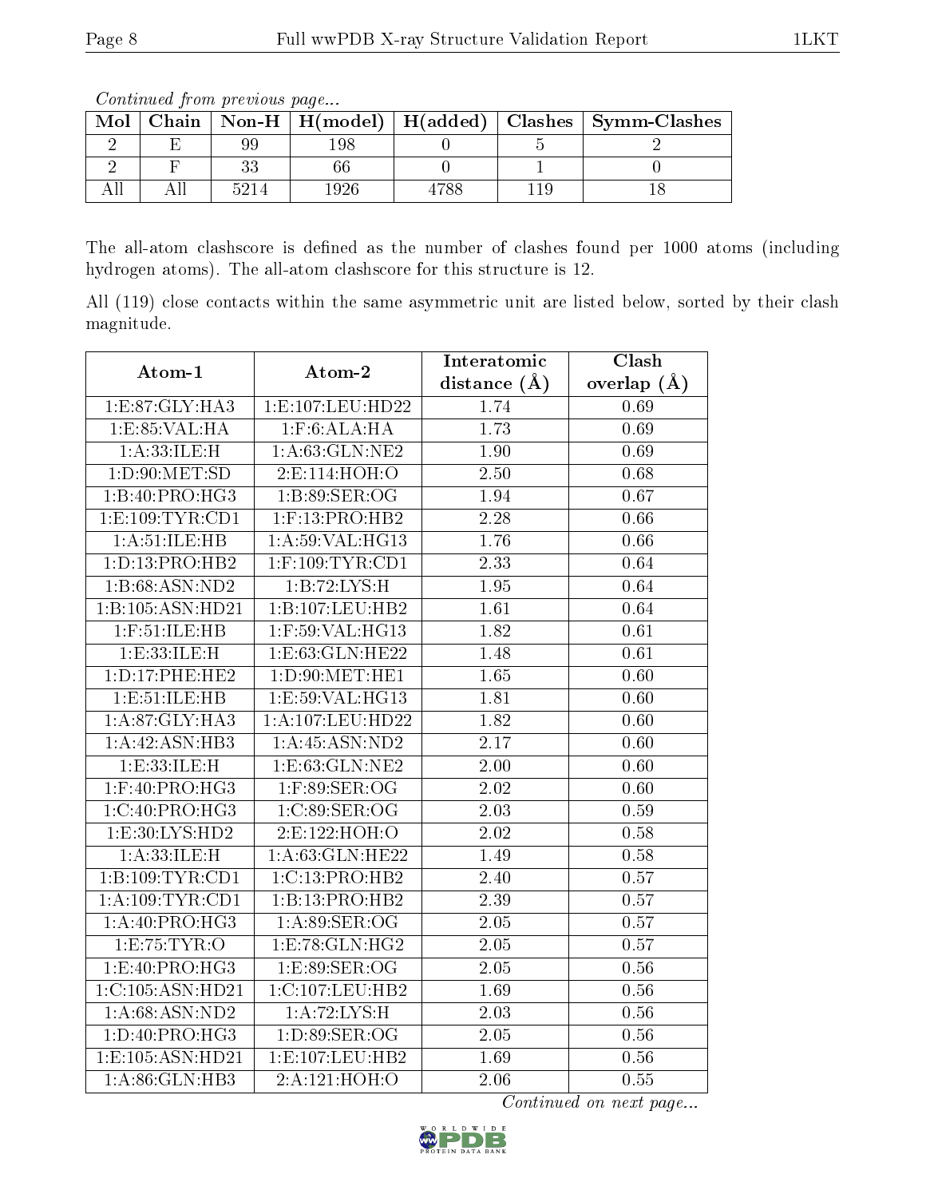*Continued from previous page...*

| Mol | Chain | Non-H | H(model) | H(added) | Clashes | Symm-Clashes |
|---|---|---|---|---|---|---|
| 2 | E | 99 | 198 | 0 | 5 | 2 |
| 2 | F | 33 | 66 | 0 | 1 | 0 |
| All | All | 5214 | 1926 | 4788 | 119 | 18 |

The all-atom clashscore is defined as the number of clashes found per 1000 atoms (including hydrogen atoms). The all-atom clashscore for this structure is 12.

All (119) close contacts within the same asymmetric unit are listed below, sorted by their clash magnitude.

| Atom-1 | Atom-2 | Interatomic distance (Å) | Clash overlap (Å) |
|---|---|---|---|
| 1:E:87:GLY:HA3 | 1:E:107:LEU:HD22 | 1.74 | 0.69 |
| 1:E:85:VAL:HA | 1:F:6:ALA:HA | 1.73 | 0.69 |
| 1:A:33:ILE:H | 1:A:63:GLN:NE2 | 1.90 | 0.69 |
| 1:D:90:MET:SD | 2:E:114:HOH:O | 2.50 | 0.68 |
| 1:B:40:PRO:HG3 | 1:B:89:SER:OG | 1.94 | 0.67 |
| 1:E:109:TYR:CD1 | 1:F:13:PRO:HB2 | 2.28 | 0.66 |
| 1:A:51:ILE:HB | 1:A:59:VAL:HG13 | 1.76 | 0.66 |
| 1:D:13:PRO:HB2 | 1:F:109:TYR:CD1 | 2.33 | 0.64 |
| 1:B:68:ASN:ND2 | 1:B:72:LYS:H | 1.95 | 0.64 |
| 1:B:105:ASN:HD21 | 1:B:107:LEU:HB2 | 1.61 | 0.64 |
| 1:F:51:ILE:HB | 1:F:59:VAL:HG13 | 1.82 | 0.61 |
| 1:E:33:ILE:H | 1:E:63:GLN:HE22 | 1.48 | 0.61 |
| 1:D:17:PHE:HE2 | 1:D:90:MET:HE1 | 1.65 | 0.60 |
| 1:E:51:ILE:HB | 1:E:59:VAL:HG13 | 1.81 | 0.60 |
| 1:A:87:GLY:HA3 | 1:A:107:LEU:HD22 | 1.82 | 0.60 |
| 1:A:42:ASN:HB3 | 1:A:45:ASN:ND2 | 2.17 | 0.60 |
| 1:E:33:ILE:H | 1:E:63:GLN:NE2 | 2.00 | 0.60 |
| 1:F:40:PRO:HG3 | 1:F:89:SER:OG | 2.02 | 0.60 |
| 1:C:40:PRO:HG3 | 1:C:89:SER:OG | 2.03 | 0.59 |
| 1:E:30:LYS:HD2 | 2:E:122:HOH:O | 2.02 | 0.58 |
| 1:A:33:ILE:H | 1:A:63:GLN:HE22 | 1.49 | 0.58 |
| 1:B:109:TYR:CD1 | 1:C:13:PRO:HB2 | 2.40 | 0.57 |
| 1:A:109:TYR:CD1 | 1:B:13:PRO:HB2 | 2.39 | 0.57 |
| 1:A:40:PRO:HG3 | 1:A:89:SER:OG | 2.05 | 0.57 |
| 1:E:75:TYR:O | 1:E:78:GLN:HG2 | 2.05 | 0.57 |
| 1:E:40:PRO:HG3 | 1:E:89:SER:OG | 2.05 | 0.56 |
| 1:C:105:ASN:HD21 | 1:C:107:LEU:HB2 | 1.69 | 0.56 |
| 1:A:68:ASN:ND2 | 1:A:72:LYS:H | 2.03 | 0.56 |
| 1:D:40:PRO:HG3 | 1:D:89:SER:OG | 2.05 | 0.56 |
| 1:E:105:ASN:HD21 | 1:E:107:LEU:HB2 | 1.69 | 0.56 |
| 1:A:86:GLN:HB3 | 2:A:121:HOH:O | 2.06 | 0.55 |

*Continued on next page...*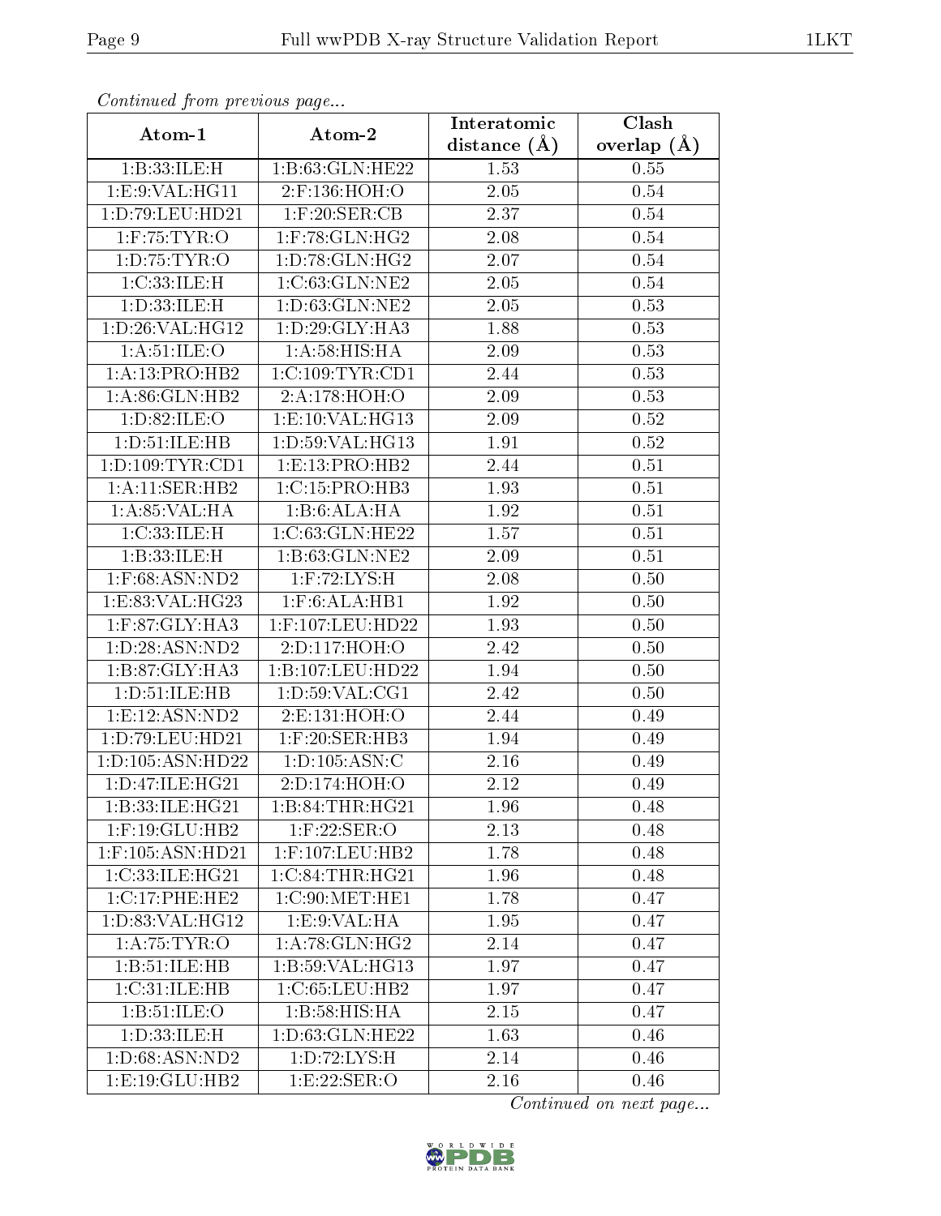*Continued from previous page...*

| Atom-1 | Atom-2 | Interatomic distance (Å) | Clash overlap (Å) |
|---|---|---|---|
| 1:B:33:ILE:H | 1:B:63:GLN:HE22 | 1.53 | 0.55 |
| 1:E:9:VAL:HG11 | 2:F:136:HOH:O | 2.05 | 0.54 |
| 1:D:79:LEU:HD21 | 1:F:20:SER:CB | 2.37 | 0.54 |
| 1:F:75:TYR:O | 1:F:78:GLN:HG2 | 2.08 | 0.54 |
| 1:D:75:TYR:O | 1:D:78:GLN:HG2 | 2.07 | 0.54 |
| 1:C:33:ILE:H | 1:C:63:GLN:NE2 | 2.05 | 0.54 |
| 1:D:33:ILE:H | 1:D:63:GLN:NE2 | 2.05 | 0.53 |
| 1:D:26:VAL:HG12 | 1:D:29:GLY:HA3 | 1.88 | 0.53 |
| 1:A:51:ILE:O | 1:A:58:HIS:HA | 2.09 | 0.53 |
| 1:A:13:PRO:HB2 | 1:C:109:TYR:CD1 | 2.44 | 0.53 |
| 1:A:86:GLN:HB2 | 2:A:178:HOH:O | 2.09 | 0.53 |
| 1:D:82:ILE:O | 1:E:10:VAL:HG13 | 2.09 | 0.52 |
| 1:D:51:ILE:HB | 1:D:59:VAL:HG13 | 1.91 | 0.52 |
| 1:D:109:TYR:CD1 | 1:E:13:PRO:HB2 | 2.44 | 0.51 |
| 1:A:11:SER:HB2 | 1:C:15:PRO:HB3 | 1.93 | 0.51 |
| 1:A:85:VAL:HA | 1:B:6:ALA:HA | 1.92 | 0.51 |
| 1:C:33:ILE:H | 1:C:63:GLN:HE22 | 1.57 | 0.51 |
| 1:B:33:ILE:H | 1:B:63:GLN:NE2 | 2.09 | 0.51 |
| 1:F:68:ASN:ND2 | 1:F:72:LYS:H | 2.08 | 0.50 |
| 1:E:83:VAL:HG23 | 1:F:6:ALA:HB1 | 1.92 | 0.50 |
| 1:F:87:GLY:HA3 | 1:F:107:LEU:HD22 | 1.93 | 0.50 |
| 1:D:28:ASN:ND2 | 2:D:117:HOH:O | 2.42 | 0.50 |
| 1:B:87:GLY:HA3 | 1:B:107:LEU:HD22 | 1.94 | 0.50 |
| 1:D:51:ILE:HB | 1:D:59:VAL:CG1 | 2.42 | 0.50 |
| 1:E:12:ASN:ND2 | 2:E:131:HOH:O | 2.44 | 0.49 |
| 1:D:79:LEU:HD21 | 1:F:20:SER:HB3 | 1.94 | 0.49 |
| 1:D:105:ASN:HD22 | 1:D:105:ASN:C | 2.16 | 0.49 |
| 1:D:47:ILE:HG21 | 2:D:174:HOH:O | 2.12 | 0.49 |
| 1:B:33:ILE:HG21 | 1:B:84:THR:HG21 | 1.96 | 0.48 |
| 1:F:19:GLU:HB2 | 1:F:22:SER:O | 2.13 | 0.48 |
| 1:F:105:ASN:HD21 | 1:F:107:LEU:HB2 | 1.78 | 0.48 |
| 1:C:33:ILE:HG21 | 1:C:84:THR:HG21 | 1.96 | 0.48 |
| 1:C:17:PHE:HE2 | 1:C:90:MET:HE1 | 1.78 | 0.47 |
| 1:D:83:VAL:HG12 | 1:E:9:VAL:HA | 1.95 | 0.47 |
| 1:A:75:TYR:O | 1:A:78:GLN:HG2 | 2.14 | 0.47 |
| 1:B:51:ILE:HB | 1:B:59:VAL:HG13 | 1.97 | 0.47 |
| 1:C:31:ILE:HB | 1:C:65:LEU:HB2 | 1.97 | 0.47 |
| 1:B:51:ILE:O | 1:B:58:HIS:HA | 2.15 | 0.47 |
| 1:D:33:ILE:H | 1:D:63:GLN:HE22 | 1.63 | 0.46 |
| 1:D:68:ASN:ND2 | 1:D:72:LYS:H | 2.14 | 0.46 |
| 1:E:19:GLU:HB2 | 1:E:22:SER:O | 2.16 | 0.46 |

*Continued on next page...*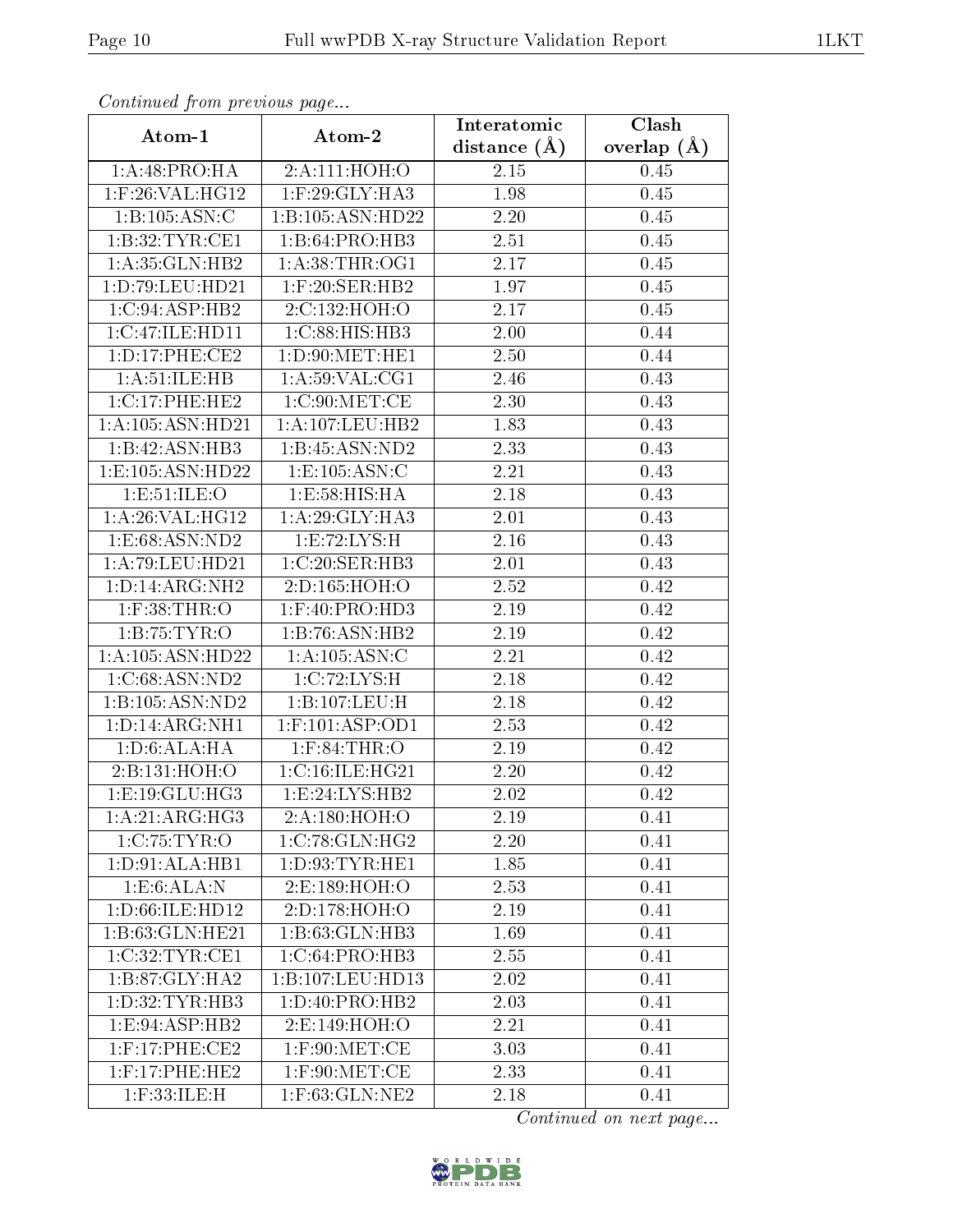*Continued from previous page...*

| Atom-1 | Atom-2 | Interatomic distance (Å) | Clash overlap (Å) |
| --- | --- | --- | --- |
| 1:A:48:PRO:HA | 2:A:111:HOH:O | 2.15 | 0.45 |
| 1:F:26:VAL:HG12 | 1:F:29:GLY:HA3 | 1.98 | 0.45 |
| 1:B:105:ASN:C | 1:B:105:ASN:HD22 | 2.20 | 0.45 |
| 1:B:32:TYR:CE1 | 1:B:64:PRO:HB3 | 2.51 | 0.45 |
| 1:A:35:GLN:HB2 | 1:A:38:THR:OG1 | 2.17 | 0.45 |
| 1:D:79:LEU:HD21 | 1:F:20:SER:HB2 | 1.97 | 0.45 |
| 1:C:94:ASP:HB2 | 2:C:132:HOH:O | 2.17 | 0.45 |
| 1:C:47:ILE:HD11 | 1:C:88:HIS:HB3 | 2.00 | 0.44 |
| 1:D:17:PHE:CE2 | 1:D:90:MET:HE1 | 2.50 | 0.44 |
| 1:A:51:ILE:HB | 1:A:59:VAL:CG1 | 2.46 | 0.43 |
| 1:C:17:PHE:HE2 | 1:C:90:MET:CE | 2.30 | 0.43 |
| 1:A:105:ASN:HD21 | 1:A:107:LEU:HB2 | 1.83 | 0.43 |
| 1:B:42:ASN:HB3 | 1:B:45:ASN:ND2 | 2.33 | 0.43 |
| 1:E:105:ASN:HD22 | 1:E:105:ASN:C | 2.21 | 0.43 |
| 1:E:51:ILE:O | 1:E:58:HIS:HA | 2.18 | 0.43 |
| 1:A:26:VAL:HG12 | 1:A:29:GLY:HA3 | 2.01 | 0.43 |
| 1:E:68:ASN:ND2 | 1:E:72:LYS:H | 2.16 | 0.43 |
| 1:A:79:LEU:HD21 | 1:C:20:SER:HB3 | 2.01 | 0.43 |
| 1:D:14:ARG:NH2 | 2:D:165:HOH:O | 2.52 | 0.42 |
| 1:F:38:THR:O | 1:F:40:PRO:HD3 | 2.19 | 0.42 |
| 1:B:75:TYR:O | 1:B:76:ASN:HB2 | 2.19 | 0.42 |
| 1:A:105:ASN:HD22 | 1:A:105:ASN:C | 2.21 | 0.42 |
| 1:C:68:ASN:ND2 | 1:C:72:LYS:H | 2.18 | 0.42 |
| 1:B:105:ASN:ND2 | 1:B:107:LEU:H | 2.18 | 0.42 |
| 1:D:14:ARG:NH1 | 1:F:101:ASP:OD1 | 2.53 | 0.42 |
| 1:D:6:ALA:HA | 1:F:84:THR:O | 2.19 | 0.42 |
| 2:B:131:HOH:O | 1:C:16:ILE:HG21 | 2.20 | 0.42 |
| 1:E:19:GLU:HG3 | 1:E:24:LYS:HB2 | 2.02 | 0.42 |
| 1:A:21:ARG:HG3 | 2:A:180:HOH:O | 2.19 | 0.41 |
| 1:C:75:TYR:O | 1:C:78:GLN:HG2 | 2.20 | 0.41 |
| 1:D:91:ALA:HB1 | 1:D:93:TYR:HE1 | 1.85 | 0.41 |
| 1:E:6:ALA:N | 2:E:189:HOH:O | 2.53 | 0.41 |
| 1:D:66:ILE:HD12 | 2:D:178:HOH:O | 2.19 | 0.41 |
| 1:B:63:GLN:HE21 | 1:B:63:GLN:HB3 | 1.69 | 0.41 |
| 1:C:32:TYR:CE1 | 1:C:64:PRO:HB3 | 2.55 | 0.41 |
| 1:B:87:GLY:HA2 | 1:B:107:LEU:HD13 | 2.02 | 0.41 |
| 1:D:32:TYR:HB3 | 1:D:40:PRO:HB2 | 2.03 | 0.41 |
| 1:E:94:ASP:HB2 | 2:E:149:HOH:O | 2.21 | 0.41 |
| 1:F:17:PHE:CE2 | 1:F:90:MET:CE | 3.03 | 0.41 |
| 1:F:17:PHE:HE2 | 1:F:90:MET:CE | 2.33 | 0.41 |
| 1:F:33:ILE:H | 1:F:63:GLN:NE2 | 2.18 | 0.41 |

*Continued on next page...*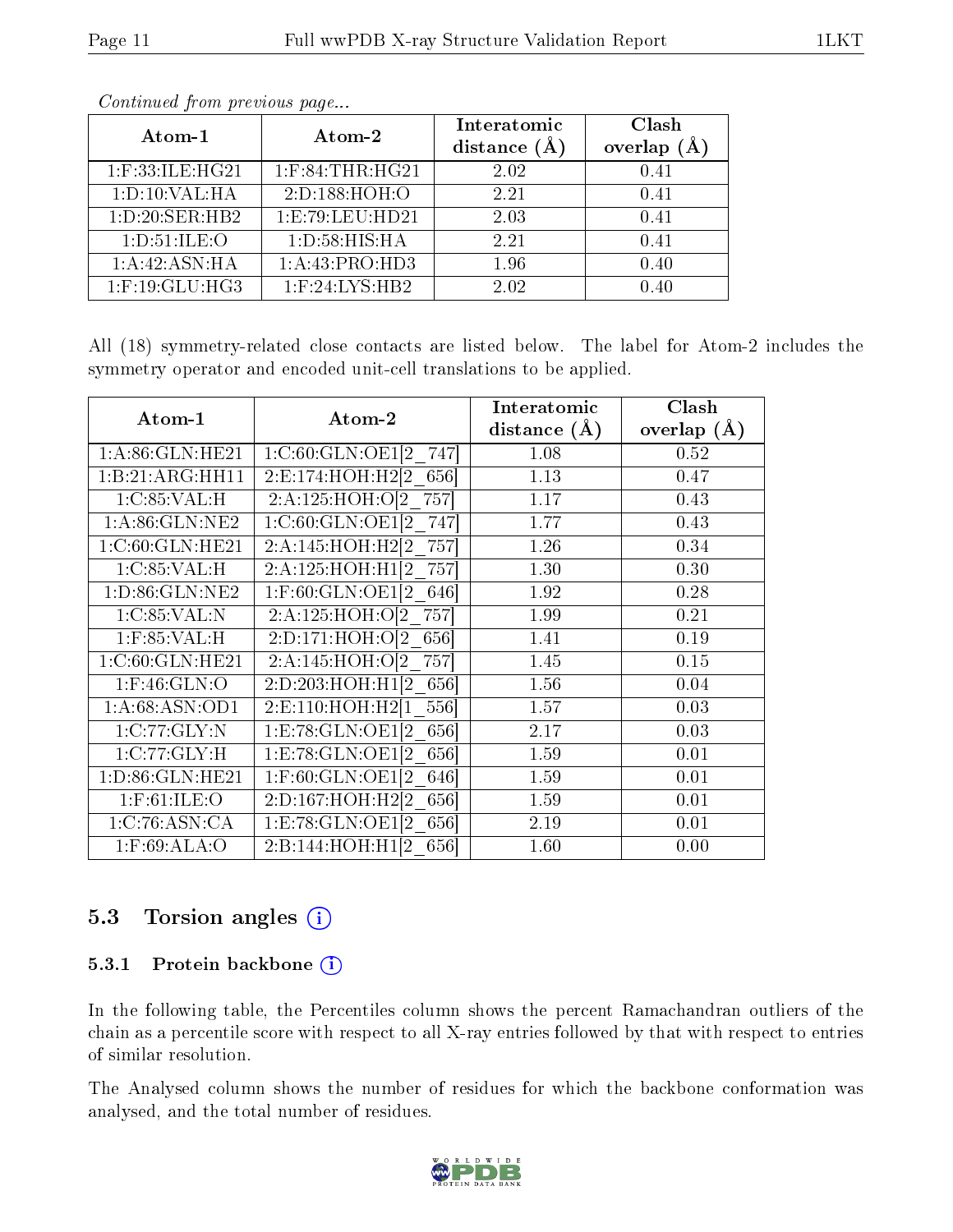*Continued from previous page...*

| Atom-1 | Atom-2 | Interatomic distance (Å) | Clash overlap (Å) |
|---|---|---|---|
| 1:F:33:ILE:HG21 | 1:F:84:THR:HG21 | 2.02 | 0.41 |
| 1:D:10:VAL:HA | 2:D:188:HOH:O | 2.21 | 0.41 |
| 1:D:20:SER:HB2 | 1:E:79:LEU:HD21 | 2.03 | 0.41 |
| 1:D:51:ILE:O | 1:D:58:HIS:HA | 2.21 | 0.41 |
| 1:A:42:ASN:HA | 1:A:43:PRO:HD3 | 1.96 | 0.40 |
| 1:F:19:GLU:HG3 | 1:F:24:LYS:HB2 | 2.02 | 0.40 |

All (18) symmetry-related close contacts are listed below. The label for Atom-2 includes the symmetry operator and encoded unit-cell translations to be applied.

| Atom-1 | Atom-2 | Interatomic distance (Å) | Clash overlap (Å) |
|---|---|---|---|
| 1:A:86:GLN:HE21 | 1:C:60:GLN:OE1[2_747] | 1.08 | 0.52 |
| 1:B:21:ARG:HH11 | 2:E:174:HOH:H2[2_656] | 1.13 | 0.47 |
| 1:C:85:VAL:H | 2:A:125:HOH:O[2_757] | 1.17 | 0.43 |
| 1:A:86:GLN:NE2 | 1:C:60:GLN:OE1[2_747] | 1.77 | 0.43 |
| 1:C:60:GLN:HE21 | 2:A:145:HOH:H2[2_757] | 1.26 | 0.34 |
| 1:C:85:VAL:H | 2:A:125:HOH:H1[2_757] | 1.30 | 0.30 |
| 1:D:86:GLN:NE2 | 1:F:60:GLN:OE1[2_646] | 1.92 | 0.28 |
| 1:C:85:VAL:N | 2:A:125:HOH:O[2_757] | 1.99 | 0.21 |
| 1:F:85:VAL:H | 2:D:171:HOH:O[2_656] | 1.41 | 0.19 |
| 1:C:60:GLN:HE21 | 2:A:145:HOH:O[2_757] | 1.45 | 0.15 |
| 1:F:46:GLN:O | 2:D:203:HOH:H1[2_656] | 1.56 | 0.04 |
| 1:A:68:ASN:OD1 | 2:E:110:HOH:H2[1_556] | 1.57 | 0.03 |
| 1:C:77:GLY:N | 1:E:78:GLN:OE1[2_656] | 2.17 | 0.03 |
| 1:C:77:GLY:H | 1:E:78:GLN:OE1[2_656] | 1.59 | 0.01 |
| 1:D:86:GLN:HE21 | 1:F:60:GLN:OE1[2_646] | 1.59 | 0.01 |
| 1:F:61:ILE:O | 2:D:167:HOH:H2[2_656] | 1.59 | 0.01 |
| 1:C:76:ASN:CA | 1:E:78:GLN:OE1[2_656] | 2.19 | 0.01 |
| 1:F:69:ALA:O | 2:B:144:HOH:H1[2_656] | 1.60 | 0.00 |

## 5.3 Torsion angles

### 5.3.1 Protein backbone

In the following table, the Percentiles column shows the percent Ramachandran outliers of the chain as a percentile score with respect to all X-ray entries followed by that with respect to entries of similar resolution.

The Analysed column shows the number of residues for which the backbone conformation was analysed, and the total number of residues.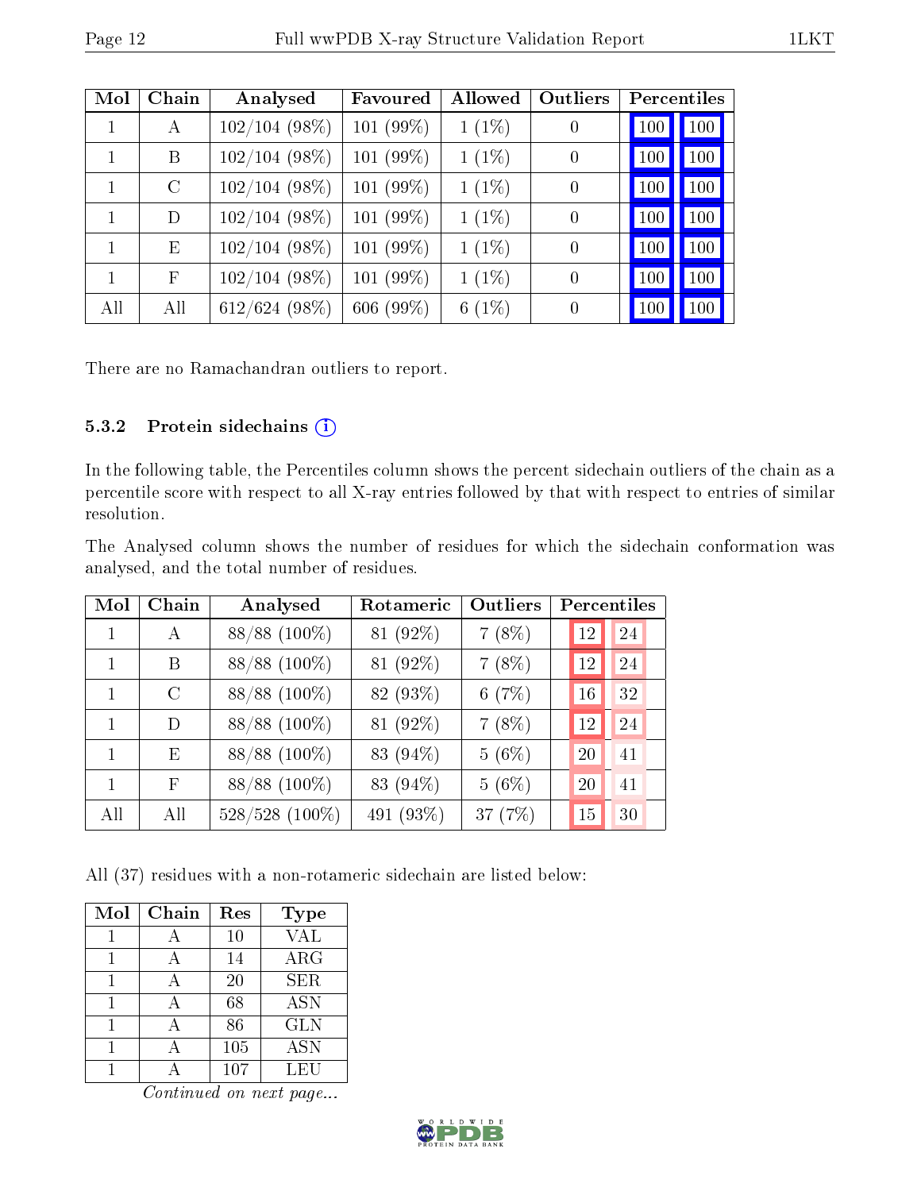| Mol | Chain | Analysed | Favoured | Allowed | Outliers | Percentiles | |
|---|---|---|---|---|---|---|---|
| 1 | A | 102/104 (98%) | 101 (99%) | 1 (1%) | 0 | 100 | 100 |
| 1 | B | 102/104 (98%) | 101 (99%) | 1 (1%) | 0 | 100 | 100 |
| 1 | C | 102/104 (98%) | 101 (99%) | 1 (1%) | 0 | 100 | 100 |
| 1 | D | 102/104 (98%) | 101 (99%) | 1 (1%) | 0 | 100 | 100 |
| 1 | E | 102/104 (98%) | 101 (99%) | 1 (1%) | 0 | 100 | 100 |
| 1 | F | 102/104 (98%) | 101 (99%) | 1 (1%) | 0 | 100 | 100 |
| All | All | 612/624 (98%) | 606 (99%) | 6 (1%) | 0 | 100 | 100 |

There are no Ramachandran outliers to report.

### 5.3.2 Protein sidechains

In the following table, the Percentiles column shows the percent sidechain outliers of the chain as a percentile score with respect to all X-ray entries followed by that with respect to entries of similar resolution.

The Analysed column shows the number of residues for which the sidechain conformation was analysed, and the total number of residues.

| Mol | Chain | Analysed | Rotameric | Outliers | Percentiles | |
|---|---|---|---|---|---|---|
| 1 | A | 88/88 (100%) | 81 (92%) | 7 (8%) | 12 | 24 |
| 1 | B | 88/88 (100%) | 81 (92%) | 7 (8%) | 12 | 24 |
| 1 | C | 88/88 (100%) | 82 (93%) | 6 (7%) | 16 | 32 |
| 1 | D | 88/88 (100%) | 81 (92%) | 7 (8%) | 12 | 24 |
| 1 | E | 88/88 (100%) | 83 (94%) | 5 (6%) | 20 | 41 |
| 1 | F | 88/88 (100%) | 83 (94%) | 5 (6%) | 20 | 41 |
| All | All | 528/528 (100%) | 491 (93%) | 37 (7%) | 15 | 30 |

All (37) residues with a non-rotameric sidechain are listed below:

| Mol | Chain | Res | Type |
|---|---|---|---|
| 1 | A | 10 | VAL |
| 1 | A | 14 | ARG |
| 1 | A | 20 | SER |
| 1 | A | 68 | ASN |
| 1 | A | 86 | GLN |
| 1 | A | 105 | ASN |
| 1 | A | 107 | LEU |

*Continued on next page...*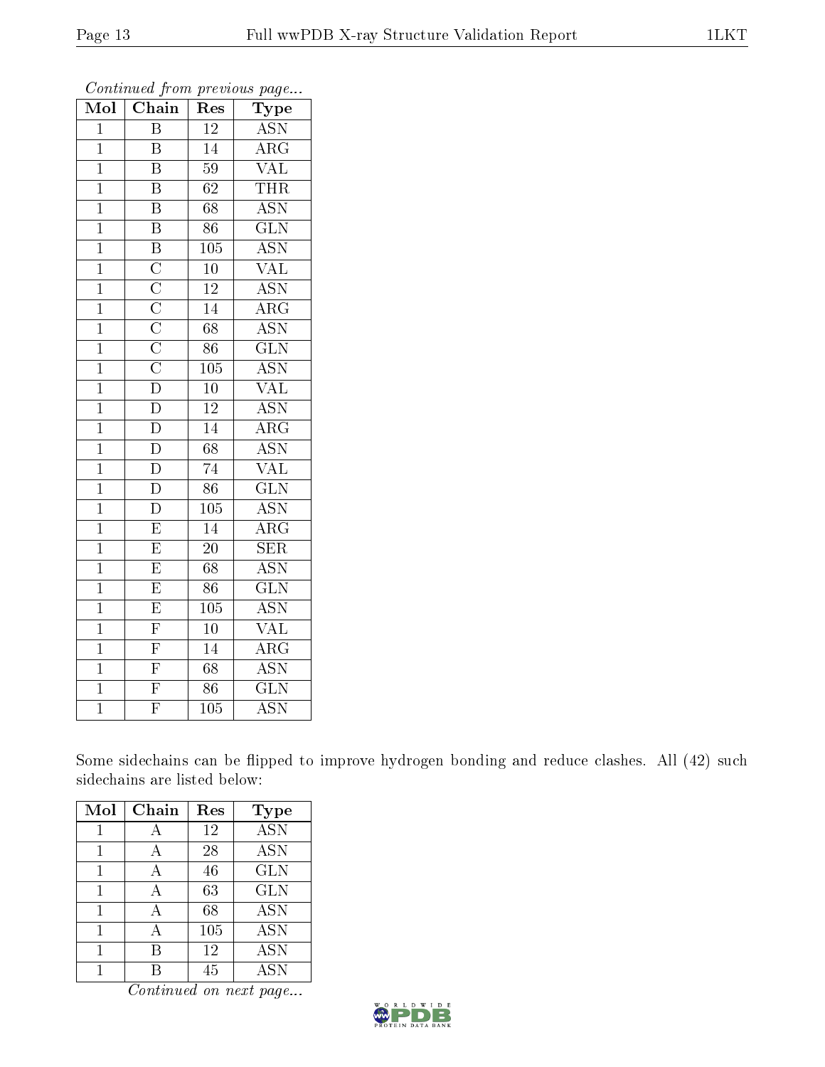*Continued from previous page...*

| Mol | Chain | Res | Type |
|---|---|---|---|
| 1 | B | 12 | ASN |
| 1 | B | 14 | ARG |
| 1 | B | 59 | VAL |
| 1 | B | 62 | THR |
| 1 | B | 68 | ASN |
| 1 | B | 86 | GLN |
| 1 | B | 105 | ASN |
| 1 | C | 10 | VAL |
| 1 | C | 12 | ASN |
| 1 | C | 14 | ARG |
| 1 | C | 68 | ASN |
| 1 | C | 86 | GLN |
| 1 | C | 105 | ASN |
| 1 | D | 10 | VAL |
| 1 | D | 12 | ASN |
| 1 | D | 14 | ARG |
| 1 | D | 68 | ASN |
| 1 | D | 74 | VAL |
| 1 | D | 86 | GLN |
| 1 | D | 105 | ASN |
| 1 | E | 14 | ARG |
| 1 | E | 20 | SER |
| 1 | E | 68 | ASN |
| 1 | E | 86 | GLN |
| 1 | E | 105 | ASN |
| 1 | F | 10 | VAL |
| 1 | F | 14 | ARG |
| 1 | F | 68 | ASN |
| 1 | F | 86 | GLN |
| 1 | F | 105 | ASN |

Some sidechains can be flipped to improve hydrogen bonding and reduce clashes. All (42) such sidechains are listed below:

| Mol | Chain | Res | Type |
|---|---|---|---|
| 1 | A | 12 | ASN |
| 1 | A | 28 | ASN |
| 1 | A | 46 | GLN |
| 1 | A | 63 | GLN |
| 1 | A | 68 | ASN |
| 1 | A | 105 | ASN |
| 1 | B | 12 | ASN |
| 1 | B | 45 | ASN |

*Continued on next page...*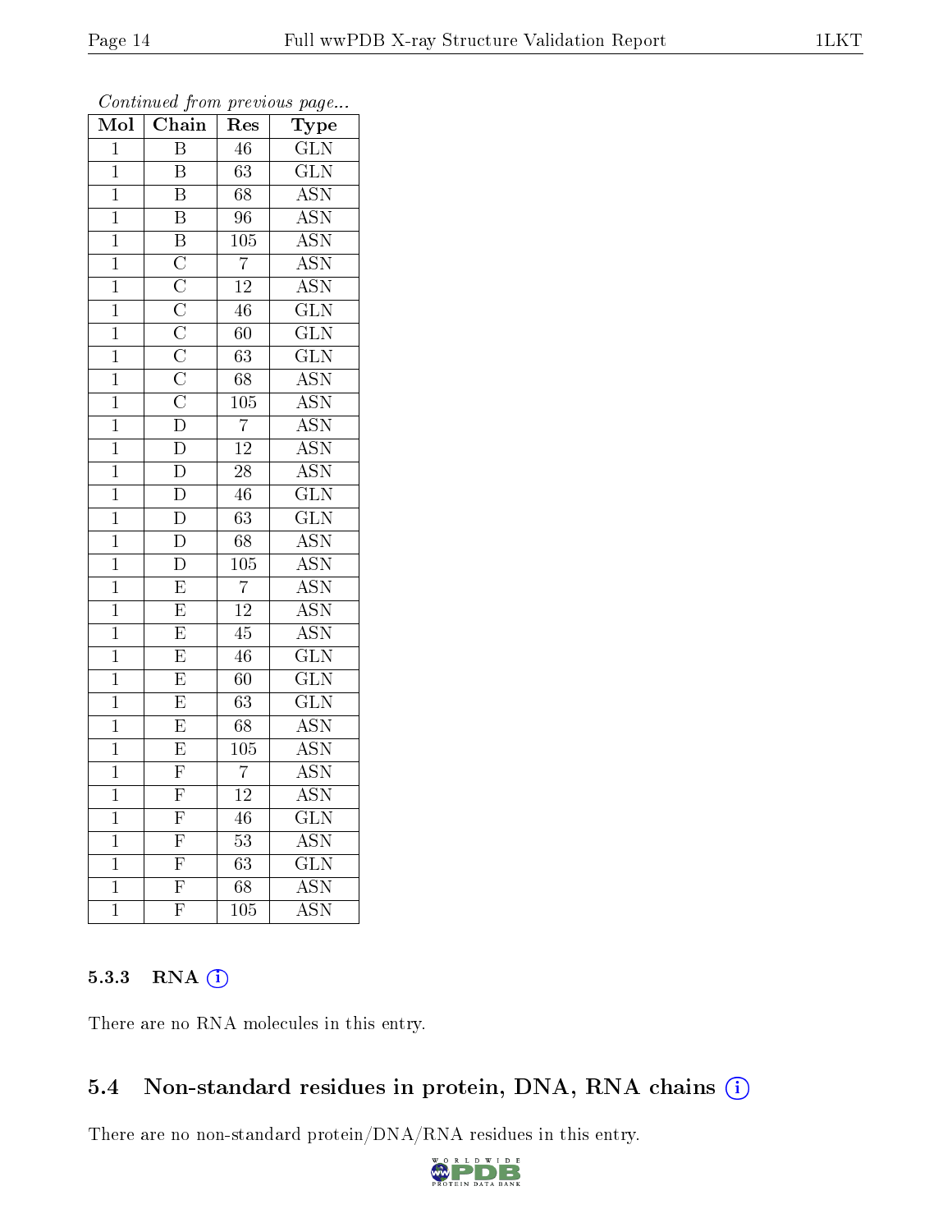*Continued from previous page...*

| Mol | Chain | Res | Type |
|---|---|---|---|
| 1 | B | 46 | GLN |
| 1 | B | 63 | GLN |
| 1 | B | 68 | ASN |
| 1 | B | 96 | ASN |
| 1 | B | 105 | ASN |
| 1 | C | 7 | ASN |
| 1 | C | 12 | ASN |
| 1 | C | 46 | GLN |
| 1 | C | 60 | GLN |
| 1 | C | 63 | GLN |
| 1 | C | 68 | ASN |
| 1 | C | 105 | ASN |
| 1 | D | 7 | ASN |
| 1 | D | 12 | ASN |
| 1 | D | 28 | ASN |
| 1 | D | 46 | GLN |
| 1 | D | 63 | GLN |
| 1 | D | 68 | ASN |
| 1 | D | 105 | ASN |
| 1 | E | 7 | ASN |
| 1 | E | 12 | ASN |
| 1 | E | 45 | ASN |
| 1 | E | 46 | GLN |
| 1 | E | 60 | GLN |
| 1 | E | 63 | GLN |
| 1 | E | 68 | ASN |
| 1 | E | 105 | ASN |
| 1 | F | 7 | ASN |
| 1 | F | 12 | ASN |
| 1 | F | 46 | GLN |
| 1 | F | 53 | ASN |
| 1 | F | 63 | GLN |
| 1 | F | 68 | ASN |
| 1 | F | 105 | ASN |

#### 5.3.3 RNA

There are no RNA molecules in this entry.

### 5.4 Non-standard residues in protein, DNA, RNA chains

There are no non-standard protein/DNA/RNA residues in this entry.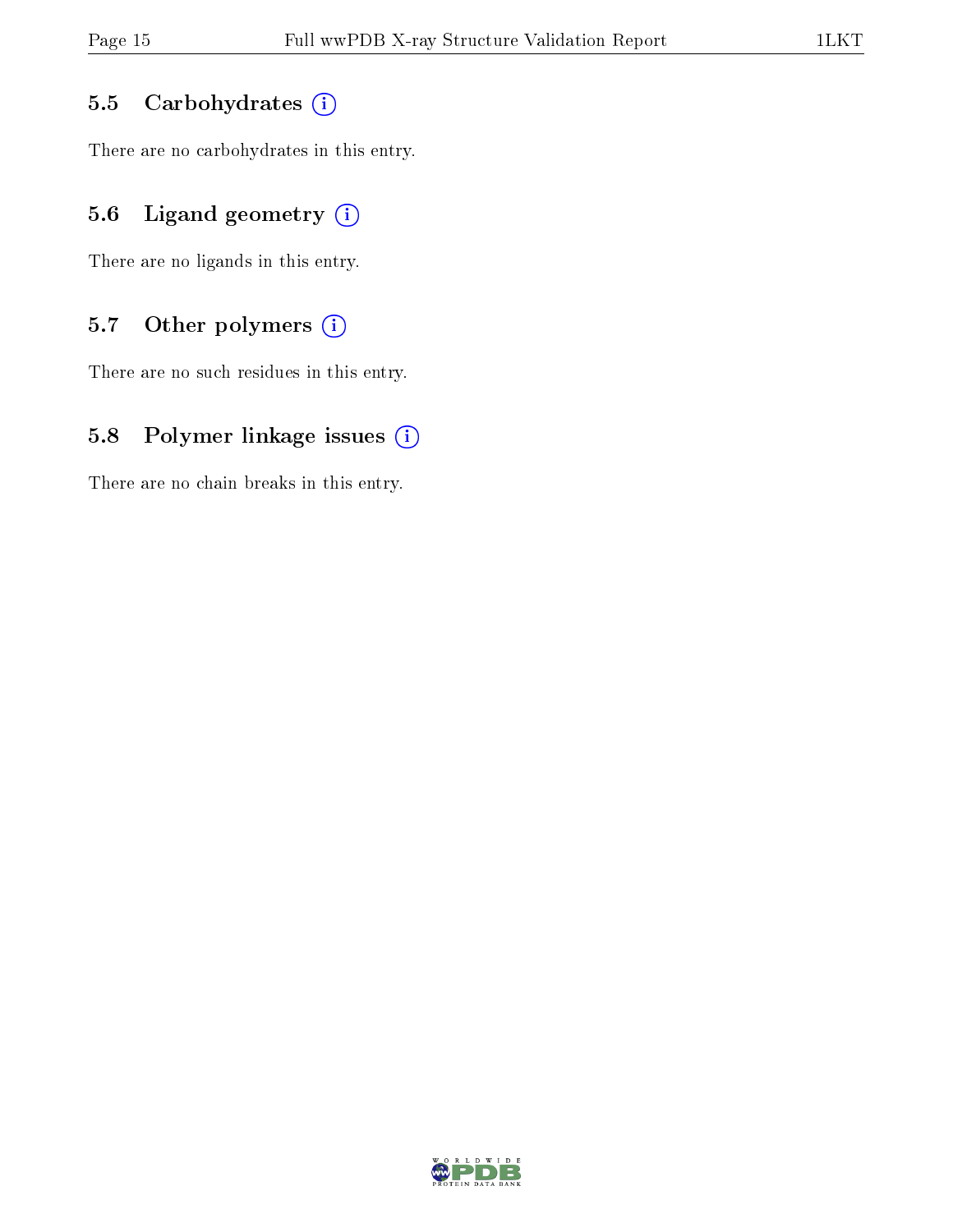### 5.5 Carbohydrates (i)

There are no carbohydrates in this entry.

### 5.6 Ligand geometry (i)

There are no ligands in this entry.

### 5.7 Other polymers (i)

There are no such residues in this entry.

### 5.8 Polymer linkage issues (i)

There are no chain breaks in this entry.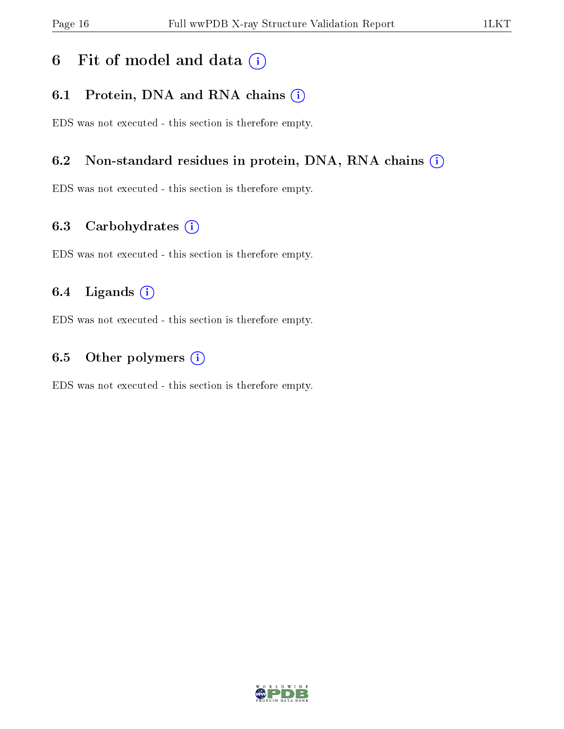# 6 Fit of model and data

## 6.1 Protein, DNA and RNA chains

EDS was not executed - this section is therefore empty.

## 6.2 Non-standard residues in protein, DNA, RNA chains

EDS was not executed - this section is therefore empty.

## 6.3 Carbohydrates

EDS was not executed - this section is therefore empty.

## 6.4 Ligands

EDS was not executed - this section is therefore empty.

## 6.5 Other polymers

EDS was not executed - this section is therefore empty.